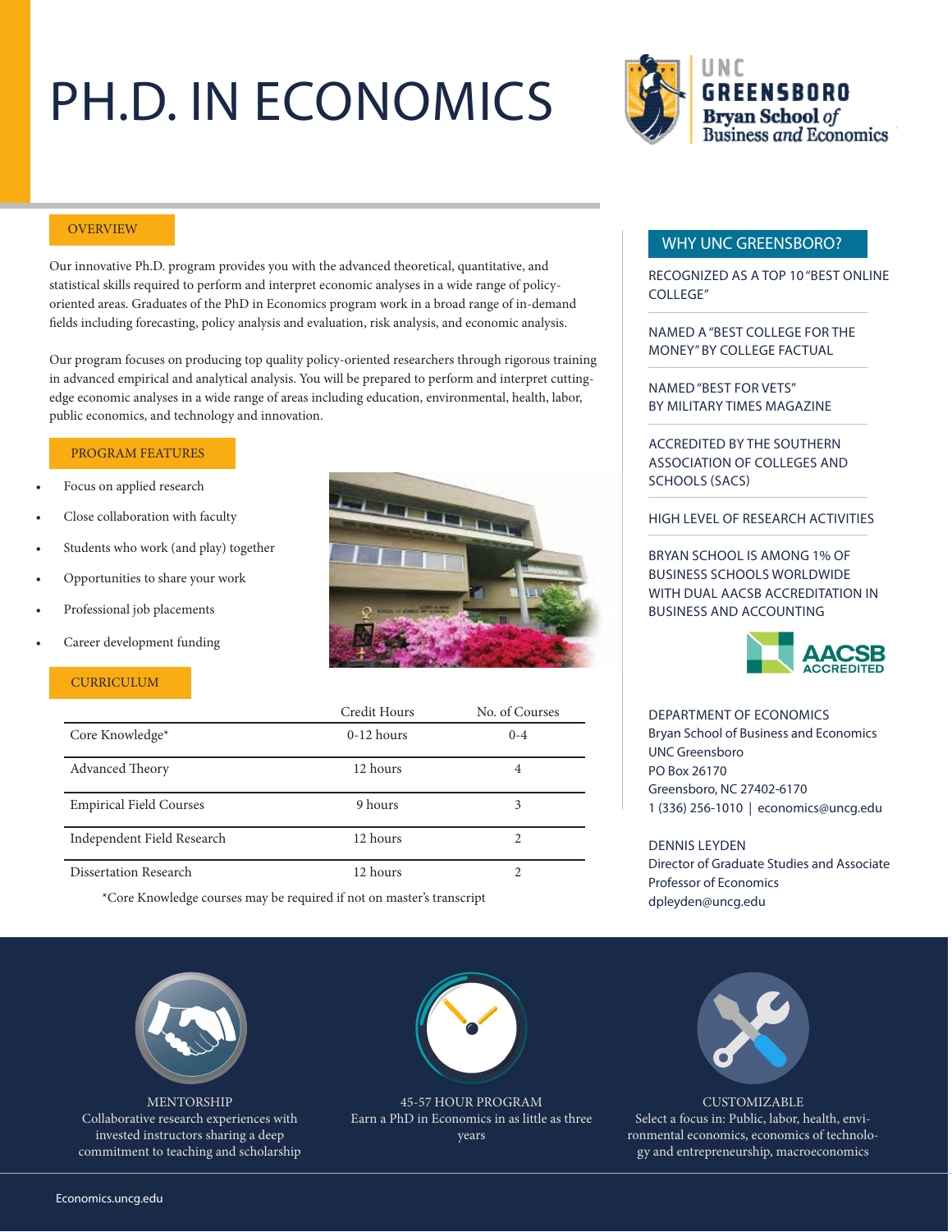# PH.D. IN ECONOMICS

UNC GREENSBORO
Bryan School *of* Business *and* Economics

## OVERVIEW

Our innovative Ph.D. program provides you with the advanced theoretical, quantitative, and statistical skills required to perform and interpret economic analyses in a wide range of policy-oriented areas. Graduates of the PhD in Economics program work in a broad range of in-demand fields including forecasting, policy analysis and evaluation, risk analysis, and economic analysis.

Our program focuses on producing top quality policy-oriented researchers through rigorous training in advanced empirical and analytical analysis. You will be prepared to perform and interpret cutting-edge economic analyses in a wide range of areas including education, environmental, health, labor, public economics, and technology and innovation.

## PROGRAM FEATURES

- Focus on applied research
- Close collaboration with faculty
- Students who work (and play) together
- Opportunities to share your work
- Professional job placements
- Career development funding

## CURRICULUM

| | Credit Hours | No. of Courses |
|---|---|---|
| Core Knowledge* | 0-12 hours | 0-4 |
| Advanced Theory | 12 hours | 4 |
| Empirical Field Courses | 9 hours | 3 |
| Independent Field Research | 12 hours | 2 |
| Dissertation Research | 12 hours | 2 |

*Core Knowledge courses may be required if not on master's transcript

## WHY UNC GREENSBORO?

RECOGNIZED AS A TOP 10 "BEST ONLINE COLLEGE"

NAMED A "BEST COLLEGE FOR THE MONEY" BY COLLEGE FACTUAL

NAMED "BEST FOR VETS" BY MILITARY TIMES MAGAZINE

ACCREDITED BY THE SOUTHERN ASSOCIATION OF COLLEGES AND SCHOOLS (SACS)

HIGH LEVEL OF RESEARCH ACTIVITIES

BRYAN SCHOOL IS AMONG 1% OF BUSINESS SCHOOLS WORLDWIDE WITH DUAL AACSB ACCREDITATION IN BUSINESS AND ACCOUNTING

AACSB ACCREDITED

DEPARTMENT OF ECONOMICS
Bryan School of Business and Economics
UNC Greensboro
PO Box 26170
Greensboro, NC 27402-6170
1 (336) 256-1010 | economics@uncg.edu

DENNIS LEYDEN
Director of Graduate Studies and Associate Professor of Economics
dpleyden@uncg.edu

**MENTORSHIP**
Collaborative research experiences with invested instructors sharing a deep commitment to teaching and scholarship

**45-57 HOUR PROGRAM**
Earn a PhD in Economics in as little as three years

**CUSTOMIZABLE**
Select a focus in: Public, labor, health, environmental economics, economics of technology and entrepreneurship, macroeconomics

Economics.uncg.edu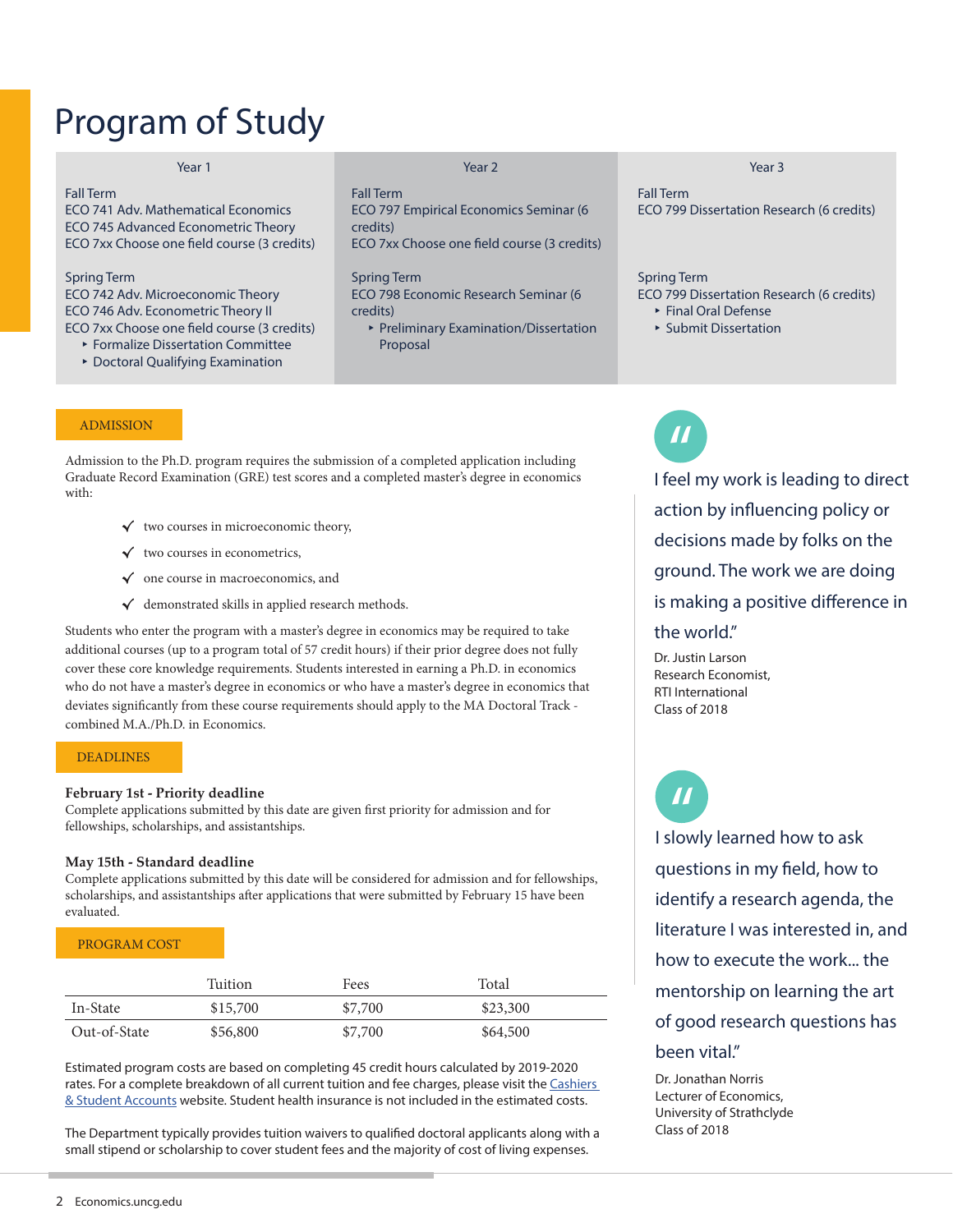# Program of Study

| Year 1 | Year 2 | Year 3 |
| --- | --- | --- |
| Fall Term<br>ECO 741 Adv. Mathematical Economics<br>ECO 745 Advanced Econometric Theory<br>ECO 7xx Choose one field course (3 credits) | Fall Term<br>ECO 797 Empirical Economics Seminar (6 credits)<br>ECO 7xx Choose one field course (3 credits) | Fall Term<br>ECO 799 Dissertation Research (6 credits) |
| Spring Term<br>ECO 742 Adv. Microeconomic Theory<br>ECO 746 Adv. Econometric Theory II<br>ECO 7xx Choose one field course (3 credits)<br>‣ Formalize Dissertation Committee<br>‣ Doctoral Qualifying Examination | Spring Term<br>ECO 798 Economic Research Seminar (6 credits)<br>‣ Preliminary Examination/Dissertation Proposal | Spring Term<br>ECO 799 Dissertation Research (6 credits)<br>‣ Final Oral Defense<br>‣ Submit Dissertation |

## ADMISSION

Admission to the Ph.D. program requires the submission of a completed application including Graduate Record Examination (GRE) test scores and a completed master's degree in economics with:

- ✓ two courses in microeconomic theory,
- ✓ two courses in econometrics,
- ✓ one course in macroeconomics, and
- ✓ demonstrated skills in applied research methods.

Students who enter the program with a master's degree in economics may be required to take additional courses (up to a program total of 57 credit hours) if their prior degree does not fully cover these core knowledge requirements. Students interested in earning a Ph.D. in economics who do not have a master's degree in economics or who have a master's degree in economics that deviates significantly from these course requirements should apply to the MA Doctoral Track - combined M.A./Ph.D. in Economics.

## DEADLINES

**February 1st - Priority deadline**
Complete applications submitted by this date are given first priority for admission and for fellowships, scholarships, and assistantships.

**May 15th - Standard deadline**
Complete applications submitted by this date will be considered for admission and for fellowships, scholarships, and assistantships after applications that were submitted by February 15 have been evaluated.

## PROGRAM COST

| | Tuition | Fees | Total |
| --- | --- | --- | --- |
| In-State | $15,700 | $7,700 | $23,300 |
| Out-of-State | $56,800 | $7,700 | $64,500 |

Estimated program costs are based on completing 45 credit hours calculated by 2019-2020 rates. For a complete breakdown of all current tuition and fee charges, please visit the Cashiers & Student Accounts website. Student health insurance is not included in the estimated costs.

The Department typically provides tuition waivers to qualified doctoral applicants along with a small stipend or scholarship to cover student fees and the majority of cost of living expenses.

> "I feel my work is leading to direct action by influencing policy or decisions made by folks on the ground. The work we are doing is making a positive difference in the world."
>
> Dr. Justin Larson
> Research Economist,
> RTI International
> Class of 2018

> "I slowly learned how to ask questions in my field, how to identify a research agenda, the literature I was interested in, and how to execute the work... the mentorship on learning the art of good research questions has been vital."
>
> Dr. Jonathan Norris
> Lecturer of Economics,
> University of Strathclyde
> Class of 2018

Economics.uncg.edu